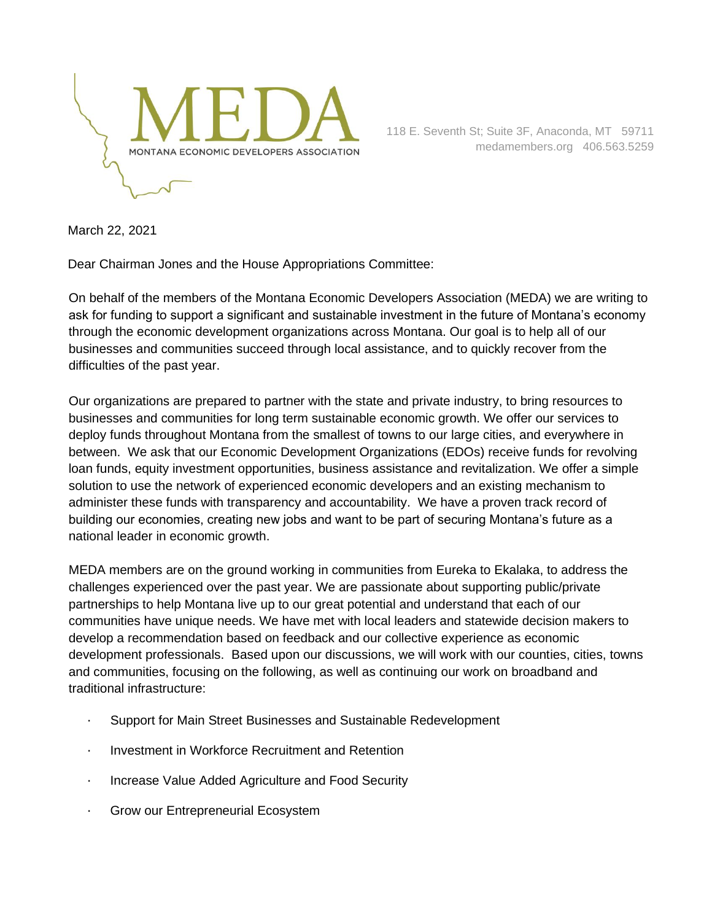# MEDA

MONTANA ECONOMIC DEVELOPERS ASSOCIATION

118 E. Seventh St; Suite 3F, Anaconda, MT 59711
medamembers.org 406.563.5259

March 22, 2021

Dear Chairman Jones and the House Appropriations Committee:

On behalf of the members of the Montana Economic Developers Association (MEDA) we are writing to ask for funding to support a significant and sustainable investment in the future of Montana's economy through the economic development organizations across Montana. Our goal is to help all of our businesses and communities succeed through local assistance, and to quickly recover from the difficulties of the past year.

Our organizations are prepared to partner with the state and private industry, to bring resources to businesses and communities for long term sustainable economic growth. We offer our services to deploy funds throughout Montana from the smallest of towns to our large cities, and everywhere in between. We ask that our Economic Development Organizations (EDOs) receive funds for revolving loan funds, equity investment opportunities, business assistance and revitalization. We offer a simple solution to use the network of experienced economic developers and an existing mechanism to administer these funds with transparency and accountability. We have a proven track record of building our economies, creating new jobs and want to be part of securing Montana's future as a national leader in economic growth.

MEDA members are on the ground working in communities from Eureka to Ekalaka, to address the challenges experienced over the past year. We are passionate about supporting public/private partnerships to help Montana live up to our great potential and understand that each of our communities have unique needs. We have met with local leaders and statewide decision makers to develop a recommendation based on feedback and our collective experience as economic development professionals. Based upon our discussions, we will work with our counties, cities, towns and communities, focusing on the following, as well as continuing our work on broadband and traditional infrastructure:

- Support for Main Street Businesses and Sustainable Redevelopment
- Investment in Workforce Recruitment and Retention
- Increase Value Added Agriculture and Food Security
- Grow our Entrepreneurial Ecosystem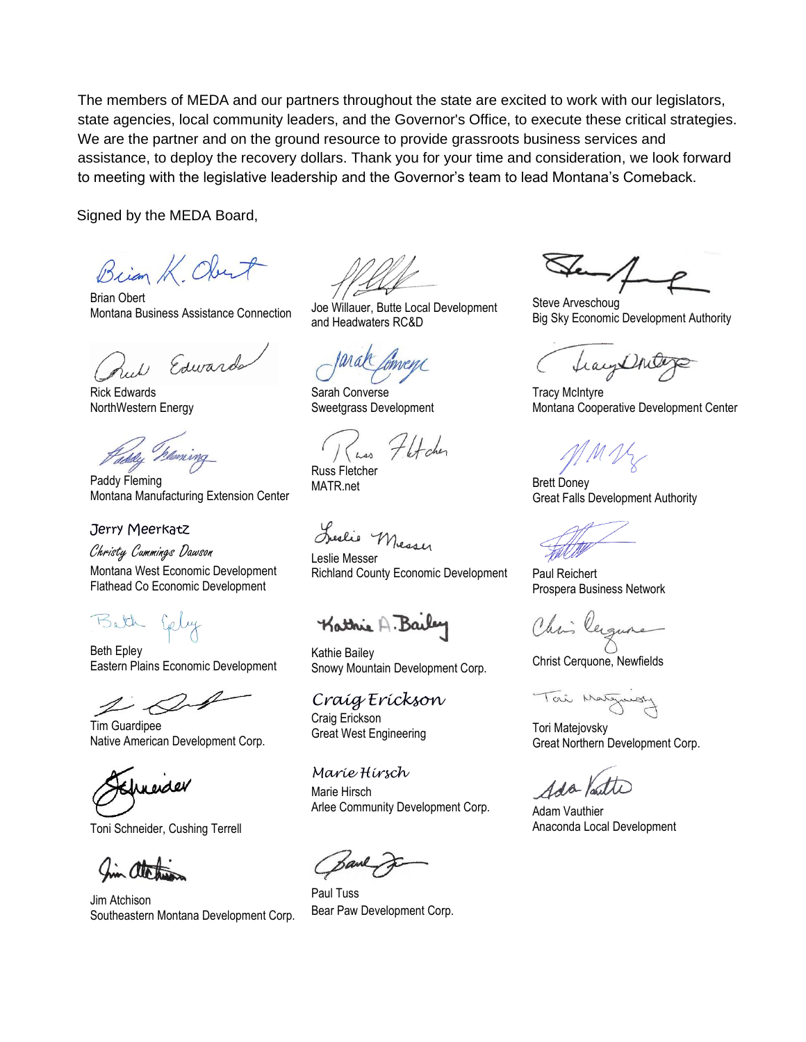The members of MEDA and our partners throughout the state are excited to work with our legislators, state agencies, local community leaders, and the Governor's Office, to execute these critical strategies. We are the partner and on the ground resource to provide grassroots business services and assistance, to deploy the recovery dollars. Thank you for your time and consideration, we look forward to meeting with the legislative leadership and the Governor's team to lead Montana's Comeback.

Signed by the MEDA Board,

Brian Obert
Montana Business Assistance Connection

Rick Edwards
NorthWestern Energy

Paddy Fleming
Montana Manufacturing Extension Center

Jerry Meerkatz
Christy Cummings Dawson
Montana West Economic Development
Flathead Co Economic Development

Beth Epley
Eastern Plains Economic Development

Tim Guardipee
Native American Development Corp.

Toni Schneider, Cushing Terrell

Jim Atchison
Southeastern Montana Development Corp.

Joe Willauer, Butte Local Development and Headwaters RC&D

Sarah Converse
Sweetgrass Development

Russ Fletcher
MATR.net

Leslie Messer
Richland County Economic Development

Kathie Bailey
Snowy Mountain Development Corp.

Craig Erickson
Craig Erickson
Great West Engineering

Marie Hirsch
Marie Hirsch
Arlee Community Development Corp.

Paul Tuss
Bear Paw Development Corp.

Steve Arveschoug
Big Sky Economic Development Authority

Tracy McIntyre
Montana Cooperative Development Center

Brett Doney
Great Falls Development Authority

Paul Reichert
Prospera Business Network

Christ Cerquone, Newfields

Tori Matejovsky
Great Northern Development Corp.

Adam Vauthier
Anaconda Local Development